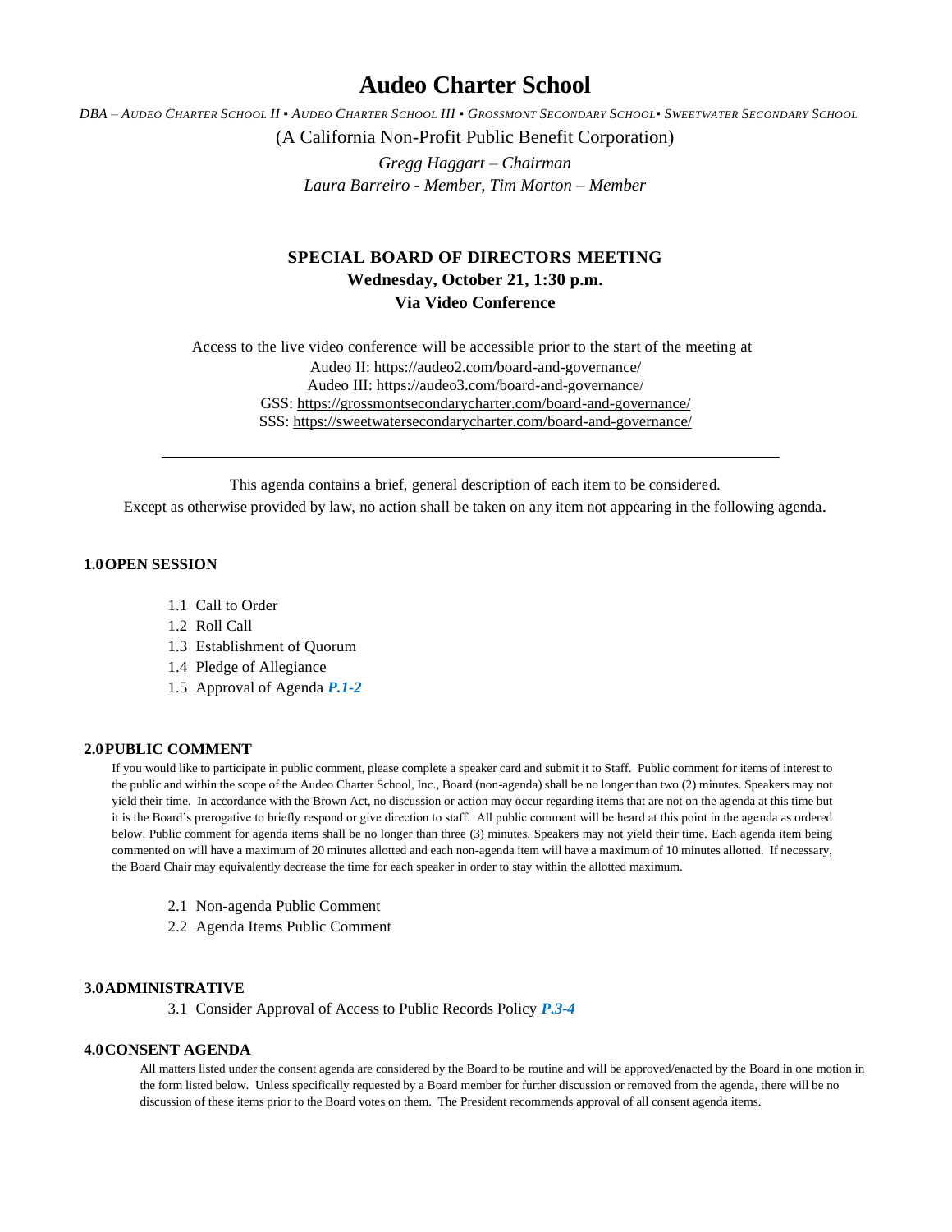# Audeo Charter School

*DBA – Audeo Charter School II ▪ Audeo Charter School III ▪ Grossmont Secondary School▪ Sweetwater Secondary School*

(A California Non-Profit Public Benefit Corporation)

*Gregg Haggart – Chairman*

*Laura Barreiro - Member, Tim Morton – Member*

**SPECIAL BOARD OF DIRECTORS MEETING**

**Wednesday, October 21, 1:30 p.m.**

**Via Video Conference**

Access to the live video conference will be accessible prior to the start of the meeting at

Audeo II: https://audeo2.com/board-and-governance/

Audeo III: https://audeo3.com/board-and-governance/

GSS: https://grossmontsecondarycharter.com/board-and-governance/

SSS: https://sweetwatersecondarycharter.com/board-and-governance/

---

This agenda contains a brief, general description of each item to be considered.

Except as otherwise provided by law, no action shall be taken on any item not appearing in the following agenda.

## 1.0 OPEN SESSION

1.1 Call to Order

1.2 Roll Call

1.3 Establishment of Quorum

1.4 Pledge of Allegiance

1.5 Approval of Agenda ***P.1-2***

## 2.0 PUBLIC COMMENT

If you would like to participate in public comment, please complete a speaker card and submit it to Staff. Public comment for items of interest to the public and within the scope of the Audeo Charter School, Inc., Board (non-agenda) shall be no longer than two (2) minutes. Speakers may not yield their time. In accordance with the Brown Act, no discussion or action may occur regarding items that are not on the agenda at this time but it is the Board's prerogative to briefly respond or give direction to staff. All public comment will be heard at this point in the agenda as ordered below. Public comment for agenda items shall be no longer than three (3) minutes. Speakers may not yield their time. Each agenda item being commented on will have a maximum of 20 minutes allotted and each non-agenda item will have a maximum of 10 minutes allotted. If necessary, the Board Chair may equivalently decrease the time for each speaker in order to stay within the allotted maximum.

2.1 Non-agenda Public Comment

2.2 Agenda Items Public Comment

## 3.0 ADMINISTRATIVE

3.1 Consider Approval of Access to Public Records Policy ***P.3-4***

## 4.0 CONSENT AGENDA

All matters listed under the consent agenda are considered by the Board to be routine and will be approved/enacted by the Board in one motion in the form listed below. Unless specifically requested by a Board member for further discussion or removed from the agenda, there will be no discussion of these items prior to the Board votes on them. The President recommends approval of all consent agenda items.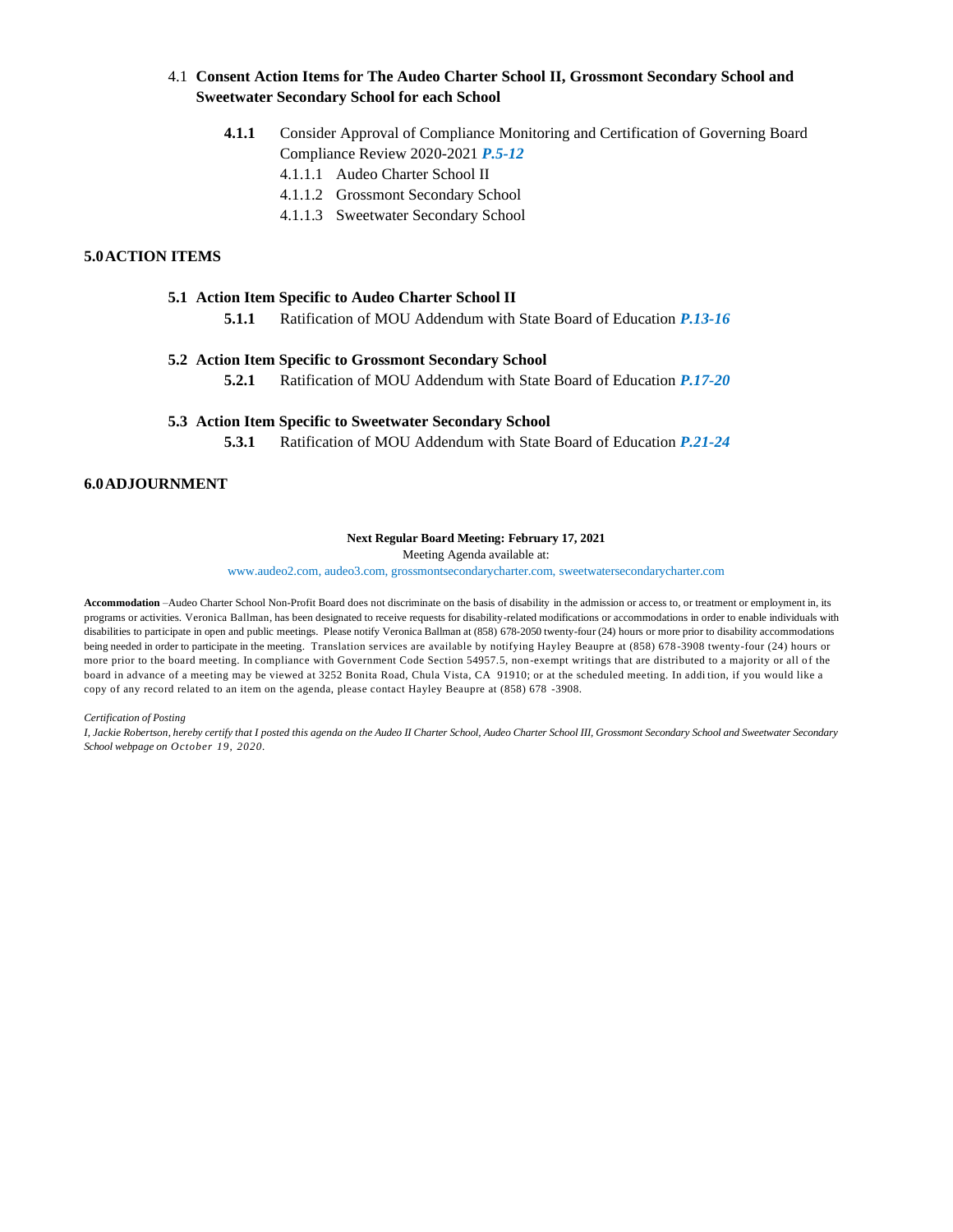4.1 **Consent Action Items for The Audeo Charter School II, Grossmont Secondary School and Sweetwater Secondary School for each School**

- **4.1.1** Consider Approval of Compliance Monitoring and Certification of Governing Board Compliance Review 2020-2021 ***P.5-12***
  - 4.1.1.1 Audeo Charter School II
  - 4.1.1.2 Grossmont Secondary School
  - 4.1.1.3 Sweetwater Secondary School

## 5.0 ACTION ITEMS

**5.1 Action Item Specific to Audeo Charter School II**

- **5.1.1** Ratification of MOU Addendum with State Board of Education ***P.13-16***

**5.2 Action Item Specific to Grossmont Secondary School**

- **5.2.1** Ratification of MOU Addendum with State Board of Education ***P.17-20***

**5.3 Action Item Specific to Sweetwater Secondary School**

- **5.3.1** Ratification of MOU Addendum with State Board of Education ***P.21-24***

## 6.0 ADJOURNMENT

**Next Regular Board Meeting: February 17, 2021**

Meeting Agenda available at:

www.audeo2.com, audeo3.com, grossmontsecondarycharter.com, sweetwatersecondarycharter.com

**Accommodation** –Audeo Charter School Non-Profit Board does not discriminate on the basis of disability in the admission or access to, or treatment or employment in, its programs or activities. Veronica Ballman, has been designated to receive requests for disability-related modifications or accommodations in order to enable individuals with disabilities to participate in open and public meetings. Please notify Veronica Ballman at (858) 678-2050 twenty-four (24) hours or more prior to disability accommodations being needed in order to participate in the meeting. Translation services are available by notifying Hayley Beaupre at (858) 678-3908 twenty-four (24) hours or more prior to the board meeting. In compliance with Government Code Section 54957.5, non-exempt writings that are distributed to a majority or all of the board in advance of a meeting may be viewed at 3252 Bonita Road, Chula Vista, CA 91910; or at the scheduled meeting. In addition, if you would like a copy of any record related to an item on the agenda, please contact Hayley Beaupre at (858) 678 -3908.

*Certification of Posting*

*I, Jackie Robertson, hereby certify that I posted this agenda on the Audeo II Charter School, Audeo Charter School III, Grossmont Secondary School and Sweetwater Secondary School webpage on October 19, 2020.*